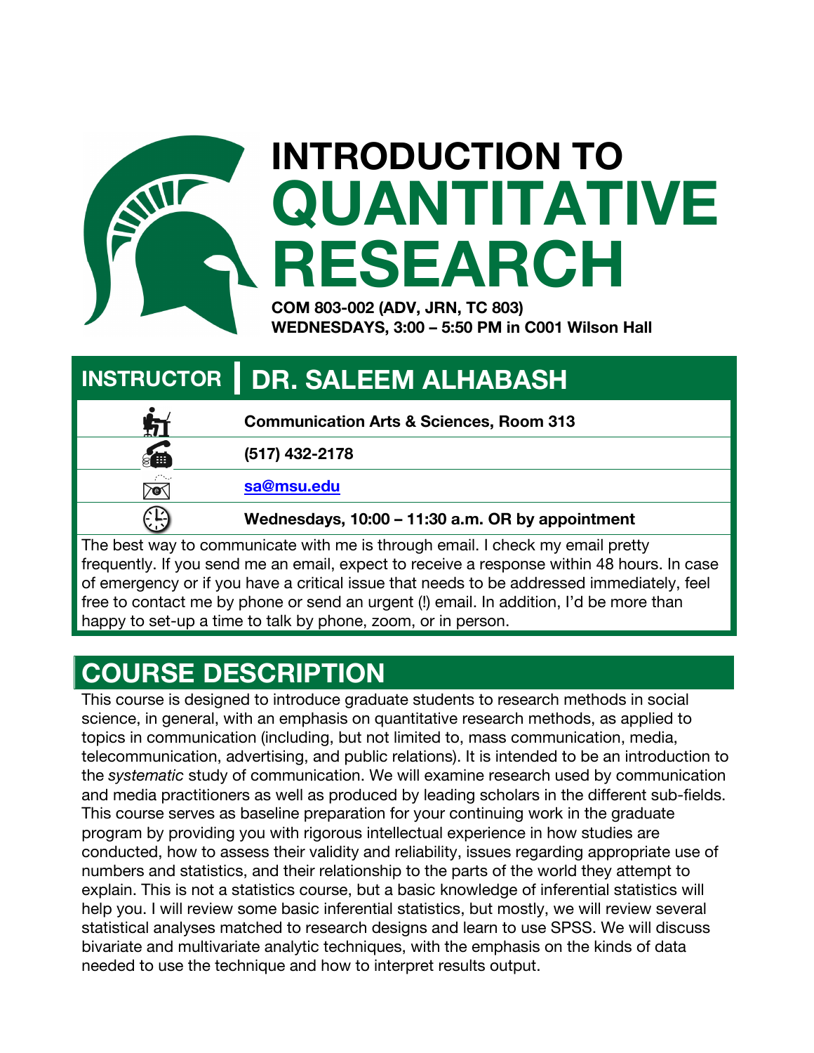# INTRODUCTION TO QUANTITATIVE RESEARCH

**COM 803-002 (ADV, JRN, TC 803)**
**WEDNESDAYS, 3:00 – 5:50 PM in C001 Wilson Hall**

## INSTRUCTOR | DR. SALEEM ALHABASH

| | |
|---|---|
| Office | **Communication Arts & Sciences, Room 313** |
| Phone | **(517) 432-2178** |
| Email | **[sa@msu.edu](mailto:sa@msu.edu)** |
| Office hours | **Wednesdays, 10:00 – 11:30 a.m. OR by appointment** |

The best way to communicate with me is through email. I check my email pretty frequently. If you send me an email, expect to receive a response within 48 hours. In case of emergency or if you have a critical issue that needs to be addressed immediately, feel free to contact me by phone or send an urgent (!) email. In addition, I'd be more than happy to set-up a time to talk by phone, zoom, or in person.

## COURSE DESCRIPTION

This course is designed to introduce graduate students to research methods in social science, in general, with an emphasis on quantitative research methods, as applied to topics in communication (including, but not limited to, mass communication, media, telecommunication, advertising, and public relations). It is intended to be an introduction to the *systematic* study of communication. We will examine research used by communication and media practitioners as well as produced by leading scholars in the different sub-fields. This course serves as baseline preparation for your continuing work in the graduate program by providing you with rigorous intellectual experience in how studies are conducted, how to assess their validity and reliability, issues regarding appropriate use of numbers and statistics, and their relationship to the parts of the world they attempt to explain. This is not a statistics course, but a basic knowledge of inferential statistics will help you. I will review some basic inferential statistics, but mostly, we will review several statistical analyses matched to research designs and learn to use SPSS. We will discuss bivariate and multivariate analytic techniques, with the emphasis on the kinds of data needed to use the technique and how to interpret results output.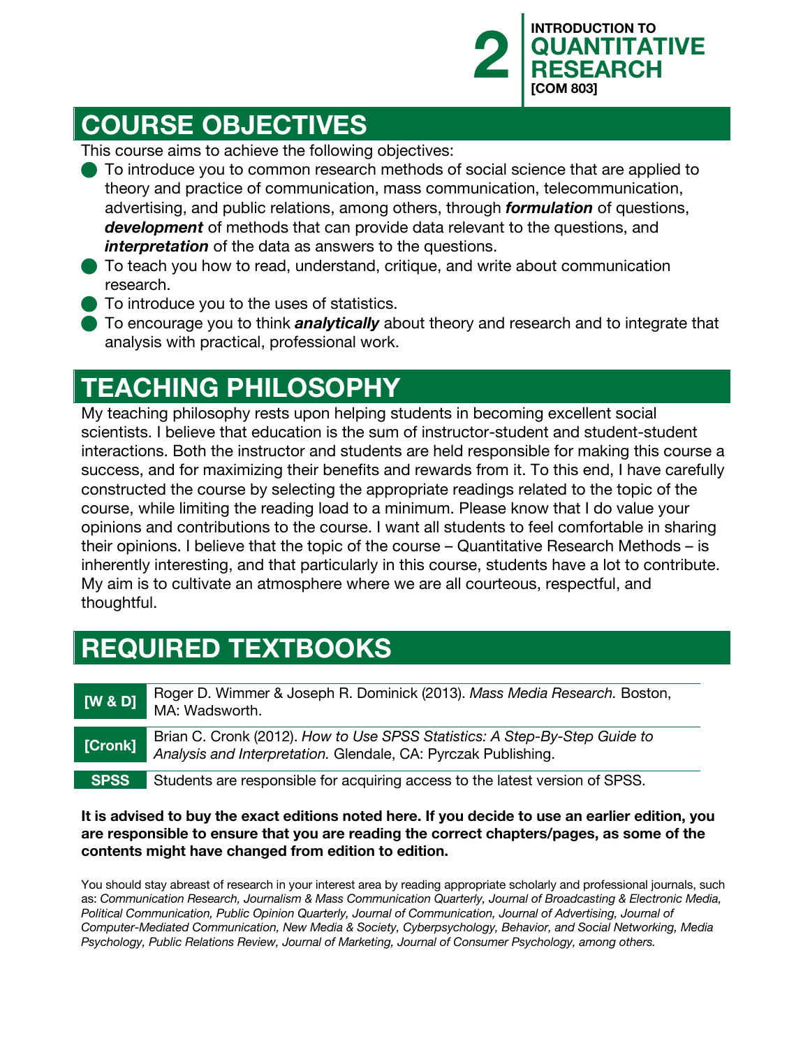## COURSE OBJECTIVES

This course aims to achieve the following objectives:

- To introduce you to common research methods of social science that are applied to theory and practice of communication, mass communication, telecommunication, advertising, and public relations, among others, through ***formulation*** of questions, ***development*** of methods that can provide data relevant to the questions, and ***interpretation*** of the data as answers to the questions.
- To teach you how to read, understand, critique, and write about communication research.
- To introduce you to the uses of statistics.
- To encourage you to think ***analytically*** about theory and research and to integrate that analysis with practical, professional work.

## TEACHING PHILOSOPHY

My teaching philosophy rests upon helping students in becoming excellent social scientists. I believe that education is the sum of instructor-student and student-student interactions. Both the instructor and students are held responsible for making this course a success, and for maximizing their benefits and rewards from it. To this end, I have carefully constructed the course by selecting the appropriate readings related to the topic of the course, while limiting the reading load to a minimum. Please know that I do value your opinions and contributions to the course. I want all students to feel comfortable in sharing their opinions. I believe that the topic of the course – Quantitative Research Methods – is inherently interesting, and that particularly in this course, students have a lot to contribute. My aim is to cultivate an atmosphere where we are all courteous, respectful, and thoughtful.

## REQUIRED TEXTBOOKS

| | |
|---|---|
| **[W & D]** | Roger D. Wimmer & Joseph R. Dominick (2013). *Mass Media Research.* Boston, MA: Wadsworth. |
| **[Cronk]** | Brian C. Cronk (2012). *How to Use SPSS Statistics: A Step-By-Step Guide to Analysis and Interpretation.* Glendale, CA: Pyrczak Publishing. |
| **SPSS** | Students are responsible for acquiring access to the latest version of SPSS. |

**It is advised to buy the exact editions noted here. If you decide to use an earlier edition, you are responsible to ensure that you are reading the correct chapters/pages, as some of the contents might have changed from edition to edition.**

You should stay abreast of research in your interest area by reading appropriate scholarly and professional journals, such as: *Communication Research, Journalism & Mass Communication Quarterly, Journal of Broadcasting & Electronic Media, Political Communication, Public Opinion Quarterly, Journal of Communication, Journal of Advertising, Journal of Computer-Mediated Communication, New Media & Society, Cyberpsychology, Behavior, and Social Networking, Media Psychology, Public Relations Review, Journal of Marketing, Journal of Consumer Psychology, among others.*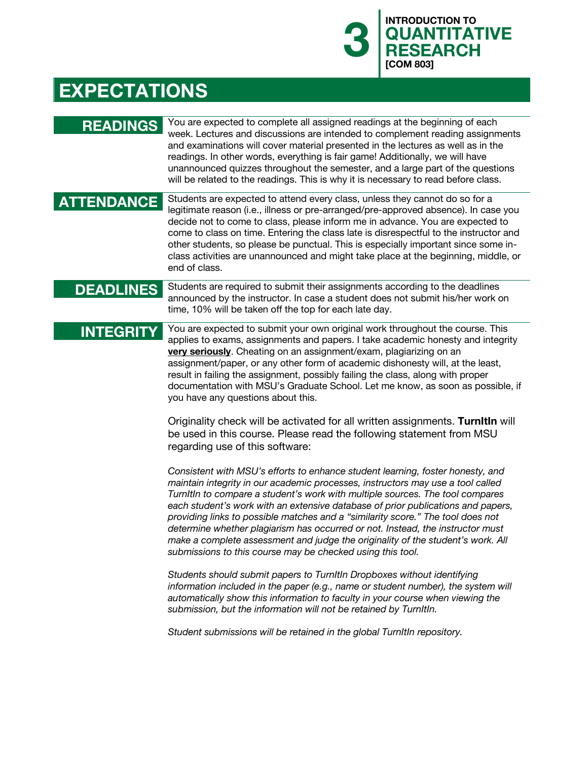# EXPECTATIONS

## READINGS

You are expected to complete all assigned readings at the beginning of each week. Lectures and discussions are intended to complement reading assignments and examinations will cover material presented in the lectures as well as in the readings. In other words, everything is fair game! Additionally, we will have unannounced quizzes throughout the semester, and a large part of the questions will be related to the readings. This is why it is necessary to read before class.

## ATTENDANCE

Students are expected to attend every class, unless they cannot do so for a legitimate reason (i.e., illness or pre-arranged/pre-approved absence). In case you decide not to come to class, please inform me in advance. You are expected to come to class on time. Entering the class late is disrespectful to the instructor and other students, so please be punctual. This is especially important since some in-class activities are unannounced and might take place at the beginning, middle, or end of class.

## DEADLINES

Students are required to submit their assignments according to the deadlines announced by the instructor. In case a student does not submit his/her work on time, 10% will be taken off the top for each late day.

## INTEGRITY

You are expected to submit your own original work throughout the course. This applies to exams, assignments and papers. I take academic honesty and integrity **very seriously**. Cheating on an assignment/exam, plagiarizing on an assignment/paper, or any other form of academic dishonesty will, at the least, result in failing the assignment, possibly failing the class, along with proper documentation with MSU's Graduate School. Let me know, as soon as possible, if you have any questions about this.

Originality check will be activated for all written assignments. **TurnItIn** will be used in this course. Please read the following statement from MSU regarding use of this software:

*Consistent with MSU's efforts to enhance student learning, foster honesty, and maintain integrity in our academic processes, instructors may use a tool called TurnItIn to compare a student's work with multiple sources. The tool compares each student's work with an extensive database of prior publications and papers, providing links to possible matches and a "similarity score." The tool does not determine whether plagiarism has occurred or not. Instead, the instructor must make a complete assessment and judge the originality of the student's work. All submissions to this course may be checked using this tool.*

*Students should submit papers to TurnItIn Dropboxes without identifying information included in the paper (e.g., name or student number), the system will automatically show this information to faculty in your course when viewing the submission, but the information will not be retained by TurnItIn.*

*Student submissions will be retained in the global TurnItIn repository.*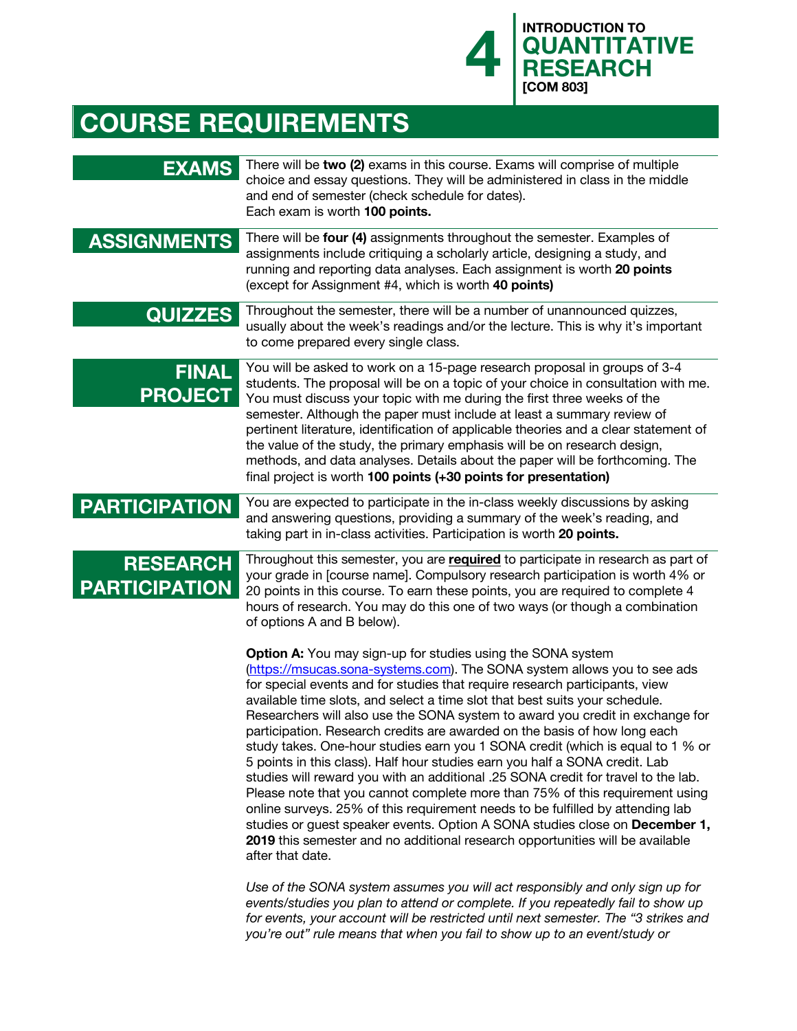# COURSE REQUIREMENTS

## EXAMS

There will be **two (2)** exams in this course. Exams will comprise of multiple choice and essay questions. They will be administered in class in the middle and end of semester (check schedule for dates).
Each exam is worth **100 points.**

## ASSIGNMENTS

There will be **four (4)** assignments throughout the semester. Examples of assignments include critiquing a scholarly article, designing a study, and running and reporting data analyses. Each assignment is worth **20 points** (except for Assignment #4, which is worth **40 points)**

## QUIZZES

Throughout the semester, there will be a number of unannounced quizzes, usually about the week's readings and/or the lecture. This is why it's important to come prepared every single class.

## FINAL PROJECT

You will be asked to work on a 15-page research proposal in groups of 3-4 students. The proposal will be on a topic of your choice in consultation with me. You must discuss your topic with me during the first three weeks of the semester. Although the paper must include at least a summary review of pertinent literature, identification of applicable theories and a clear statement of the value of the study, the primary emphasis will be on research design, methods, and data analyses. Details about the paper will be forthcoming. The final project is worth **100 points (+30 points for presentation)**

## PARTICIPATION

You are expected to participate in the in-class weekly discussions by asking and answering questions, providing a summary of the week's reading, and taking part in in-class activities. Participation is worth **20 points.**

## RESEARCH PARTICIPATION

Throughout this semester, you are **required** to participate in research as part of your grade in [course name]. Compulsory research participation is worth 4% or 20 points in this course. To earn these points, you are required to complete 4 hours of research. You may do this one of two ways (or though a combination of options A and B below).

**Option A:** You may sign-up for studies using the SONA system (https://msucas.sona-systems.com). The SONA system allows you to see ads for special events and for studies that require research participants, view available time slots, and select a time slot that best suits your schedule. Researchers will also use the SONA system to award you credit in exchange for participation. Research credits are awarded on the basis of how long each study takes. One-hour studies earn you 1 SONA credit (which is equal to 1 % or 5 points in this class). Half hour studies earn you half a SONA credit. Lab studies will reward you with an additional .25 SONA credit for travel to the lab. Please note that you cannot complete more than 75% of this requirement using online surveys. 25% of this requirement needs to be fulfilled by attending lab studies or guest speaker events. Option A SONA studies close on **December 1, 2019** this semester and no additional research opportunities will be available after that date.

*Use of the SONA system assumes you will act responsibly and only sign up for events/studies you plan to attend or complete. If you repeatedly fail to show up for events, your account will be restricted until next semester. The "3 strikes and you're out" rule means that when you fail to show up to an event/study or*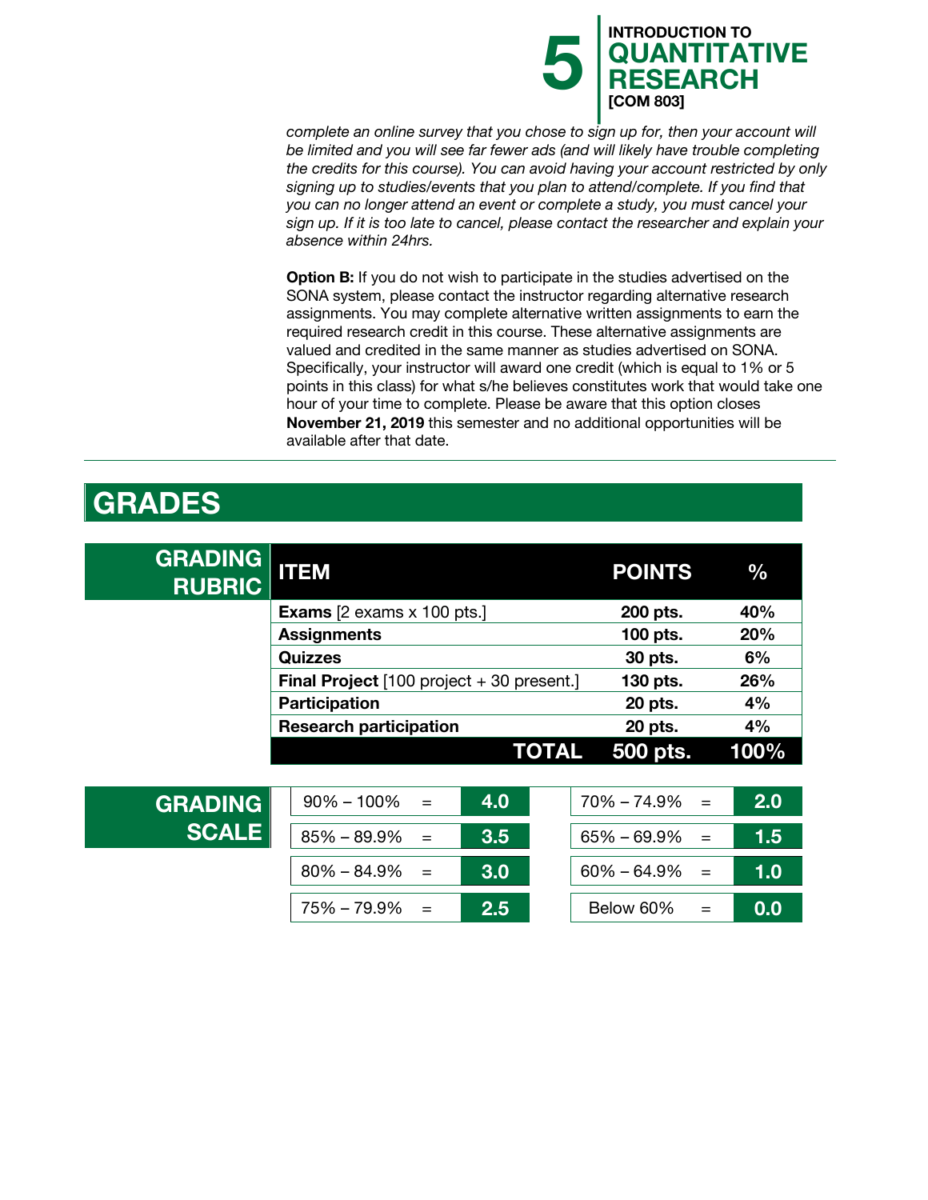*complete an online survey that you chose to sign up for, then your account will be limited and you will see far fewer ads (and will likely have trouble completing the credits for this course). You can avoid having your account restricted by only signing up to studies/events that you plan to attend/complete. If you find that you can no longer attend an event or complete a study, you must cancel your sign up. If it is too late to cancel, please contact the researcher and explain your absence within 24hrs.*

**Option B:** If you do not wish to participate in the studies advertised on the SONA system, please contact the instructor regarding alternative research assignments. You may complete alternative written assignments to earn the required research credit in this course. These alternative assignments are valued and credited in the same manner as studies advertised on SONA. Specifically, your instructor will award one credit (which is equal to 1% or 5 points in this class) for what s/he believes constitutes work that would take one hour of your time to complete. Please be aware that this option closes **November 21, 2019** this semester and no additional opportunities will be available after that date.

---

# GRADES

## GRADING RUBRIC

| ITEM | POINTS | % |
|---|---|---|
| **Exams** [2 exams x 100 pts.] | **200 pts.** | **40%** |
| **Assignments** | **100 pts.** | **20%** |
| **Quizzes** | **30 pts.** | **6%** |
| **Final Project** [100 project + 30 present.] | **130 pts.** | **26%** |
| **Participation** | **20 pts.** | **4%** |
| **Research participation** | **20 pts.** | **4%** |
| **TOTAL** | **500 pts.** | **100%** |

## GRADING SCALE

| Range | | Grade | Range | | Grade |
|---|---|---|---|---|---|
| 90% – 100% | = | **4.0** | 70% – 74.9% | = | **2.0** |
| 85% – 89.9% | = | **3.5** | 65% – 69.9% | = | **1.5** |
| 80% – 84.9% | = | **3.0** | 60% – 64.9% | = | **1.0** |
| 75% – 79.9% | = | **2.5** | Below 60% | = | **0.0** |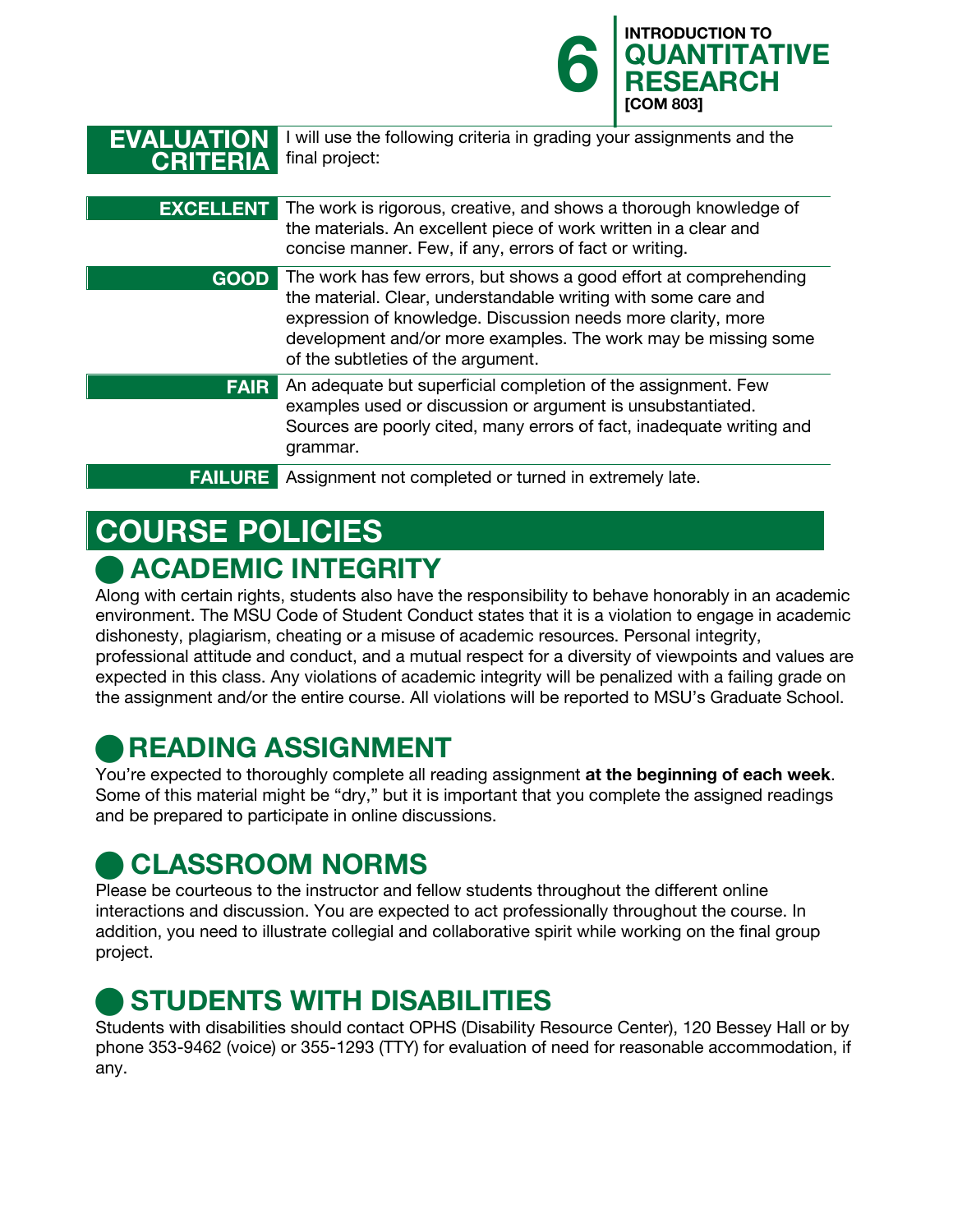## EVALUATION CRITERIA

I will use the following criteria in grading your assignments and the final project:

| | |
|---|---|
| **EXCELLENT** | The work is rigorous, creative, and shows a thorough knowledge of the materials. An excellent piece of work written in a clear and concise manner. Few, if any, errors of fact or writing. |
| **GOOD** | The work has few errors, but shows a good effort at comprehending the material. Clear, understandable writing with some care and expression of knowledge. Discussion needs more clarity, more development and/or more examples. The work may be missing some of the subtleties of the argument. |
| **FAIR** | An adequate but superficial completion of the assignment. Few examples used or discussion or argument is unsubstantiated. Sources are poorly cited, many errors of fact, inadequate writing and grammar. |
| **FAILURE** | Assignment not completed or turned in extremely late. |

# COURSE POLICIES

## ACADEMIC INTEGRITY

Along with certain rights, students also have the responsibility to behave honorably in an academic environment. The MSU Code of Student Conduct states that it is a violation to engage in academic dishonesty, plagiarism, cheating or a misuse of academic resources. Personal integrity, professional attitude and conduct, and a mutual respect for a diversity of viewpoints and values are expected in this class. Any violations of academic integrity will be penalized with a failing grade on the assignment and/or the entire course. All violations will be reported to MSU's Graduate School.

## READING ASSIGNMENT

You're expected to thoroughly complete all reading assignment **at the beginning of each week**. Some of this material might be "dry," but it is important that you complete the assigned readings and be prepared to participate in online discussions.

## CLASSROOM NORMS

Please be courteous to the instructor and fellow students throughout the different online interactions and discussion. You are expected to act professionally throughout the course. In addition, you need to illustrate collegial and collaborative spirit while working on the final group project.

## STUDENTS WITH DISABILITIES

Students with disabilities should contact OPHS (Disability Resource Center), 120 Bessey Hall or by phone 353-9462 (voice) or 355-1293 (TTY) for evaluation of need for reasonable accommodation, if any.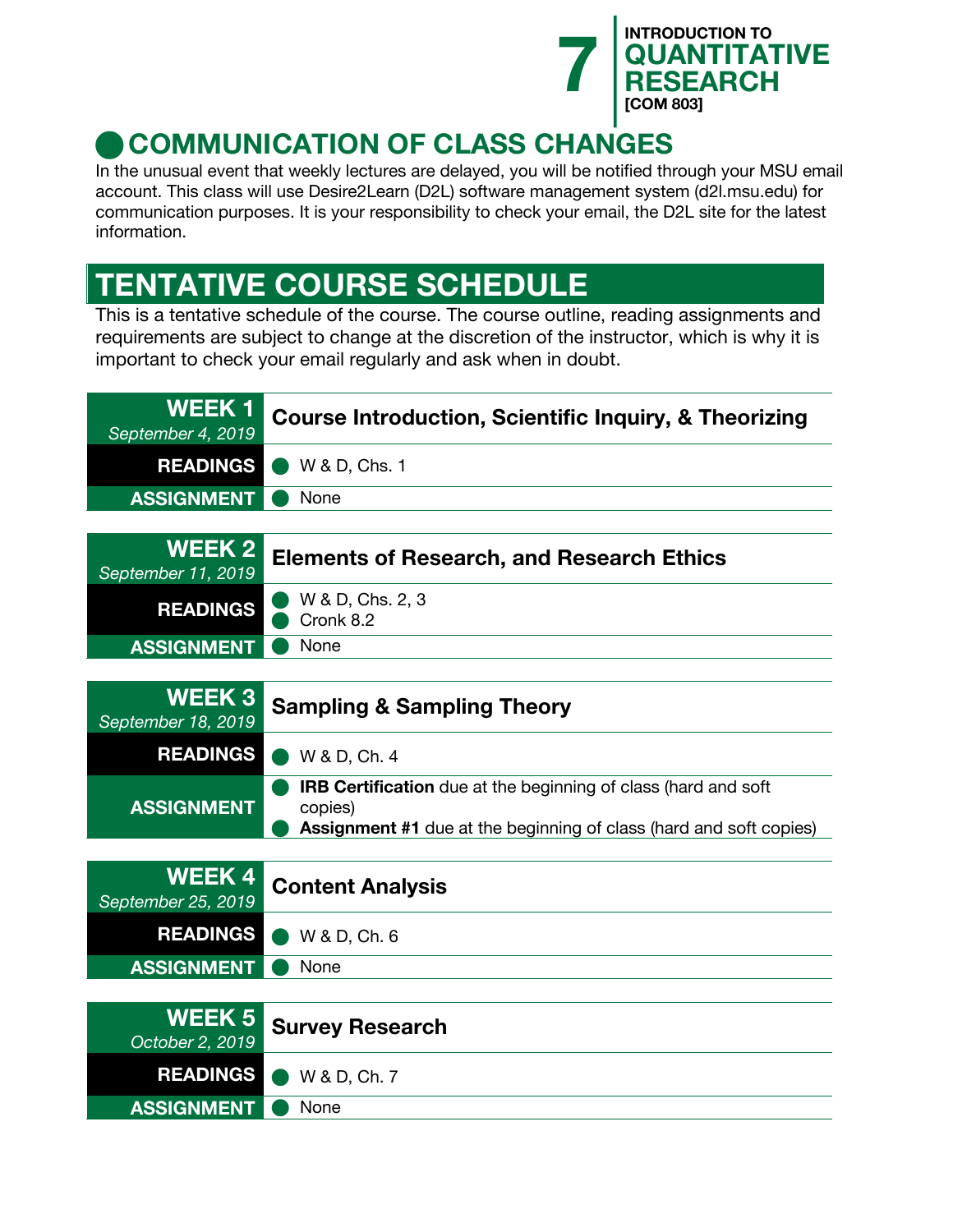## COMMUNICATION OF CLASS CHANGES

In the unusual event that weekly lectures are delayed, you will be notified through your MSU email account. This class will use Desire2Learn (D2L) software management system (d2l.msu.edu) for communication purposes. It is your responsibility to check your email, the D2L site for the latest information.

# TENTATIVE COURSE SCHEDULE

This is a tentative schedule of the course. The course outline, reading assignments and requirements are subject to change at the discretion of the instructor, which is why it is important to check your email regularly and ask when in doubt.

| **WEEK 1** *September 4, 2019* | **Course Introduction, Scientific Inquiry, & Theorizing** |
|---|---|
| **READINGS** | W & D, Chs. 1 |
| **ASSIGNMENT** | None |

| **WEEK 2** *September 11, 2019* | **Elements of Research, and Research Ethics** |
|---|---|
| **READINGS** | W & D, Chs. 2, 3<br>Cronk 8.2 |
| **ASSIGNMENT** | None |

| **WEEK 3** *September 18, 2019* | **Sampling & Sampling Theory** |
|---|---|
| **READINGS** | W & D, Ch. 4 |
| **ASSIGNMENT** | **IRB Certification** due at the beginning of class (hard and soft copies)<br>**Assignment #1** due at the beginning of class (hard and soft copies) |

| **WEEK 4** *September 25, 2019* | **Content Analysis** |
|---|---|
| **READINGS** | W & D, Ch. 6 |
| **ASSIGNMENT** | None |

| **WEEK 5** *October 2, 2019* | **Survey Research** |
|---|---|
| **READINGS** | W & D, Ch. 7 |
| **ASSIGNMENT** | None |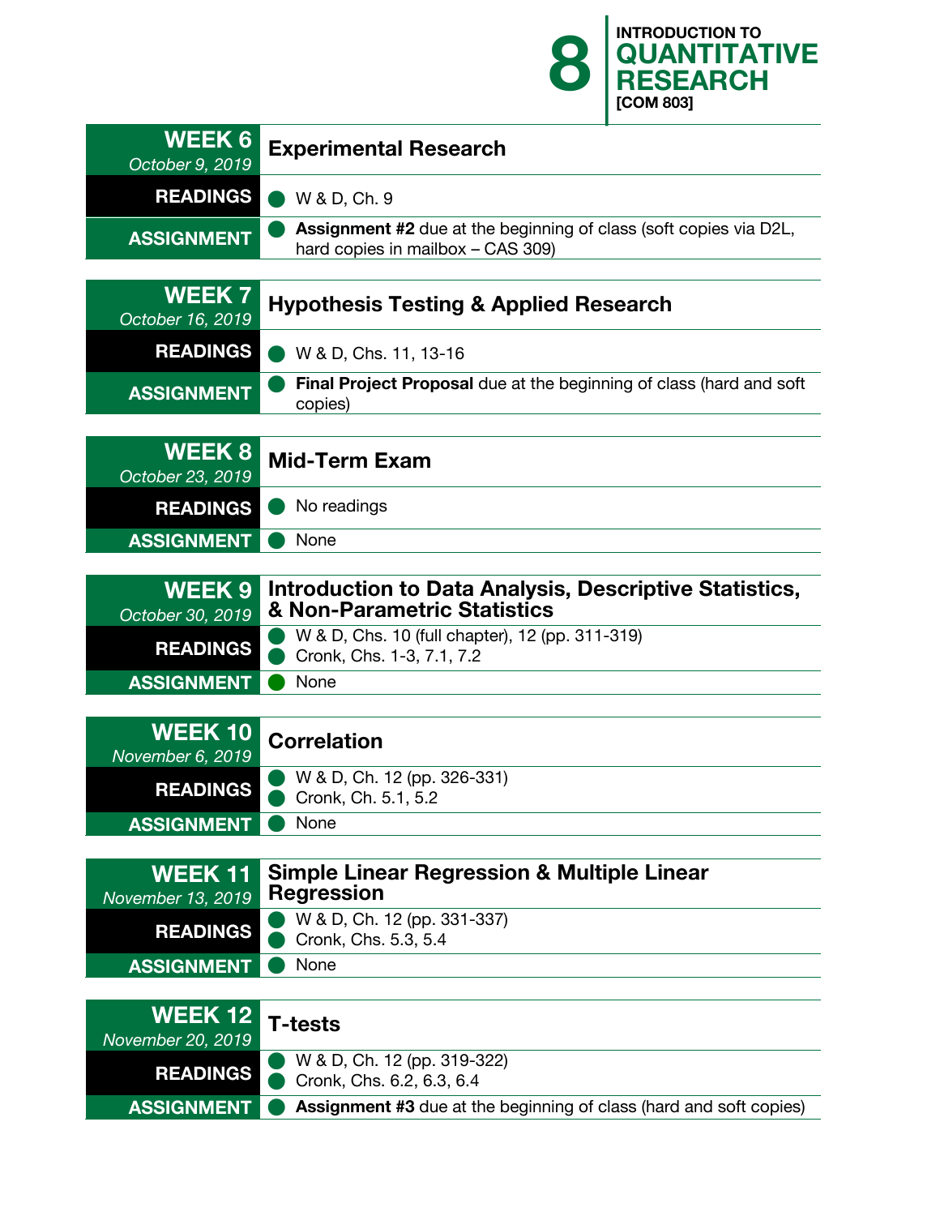## WEEK 6
*October 9, 2019*

### Experimental Research

**READINGS**
- W & D, Ch. 9

**ASSIGNMENT**
- **Assignment #2** due at the beginning of class (soft copies via D2L, hard copies in mailbox – CAS 309)

## WEEK 7
*October 16, 2019*

### Hypothesis Testing & Applied Research

**READINGS**
- W & D, Chs. 11, 13-16

**ASSIGNMENT**
- **Final Project Proposal** due at the beginning of class (hard and soft copies)

## WEEK 8
*October 23, 2019*

### Mid-Term Exam

**READINGS**
- No readings

**ASSIGNMENT**
- None

## WEEK 9
*October 30, 2019*

### Introduction to Data Analysis, Descriptive Statistics, & Non-Parametric Statistics

**READINGS**
- W & D, Chs. 10 (full chapter), 12 (pp. 311-319)
- Cronk, Chs. 1-3, 7.1, 7.2

**ASSIGNMENT**
- None

## WEEK 10
*November 6, 2019*

### Correlation

**READINGS**
- W & D, Ch. 12 (pp. 326-331)
- Cronk, Ch. 5.1, 5.2

**ASSIGNMENT**
- None

## WEEK 11
*November 13, 2019*

### Simple Linear Regression & Multiple Linear Regression

**READINGS**
- W & D, Ch. 12 (pp. 331-337)
- Cronk, Chs. 5.3, 5.4

**ASSIGNMENT**
- None

## WEEK 12
*November 20, 2019*

### T-tests

**READINGS**
- W & D, Ch. 12 (pp. 319-322)
- Cronk, Chs. 6.2, 6.3, 6.4

**ASSIGNMENT**
- **Assignment #3** due at the beginning of class (hard and soft copies)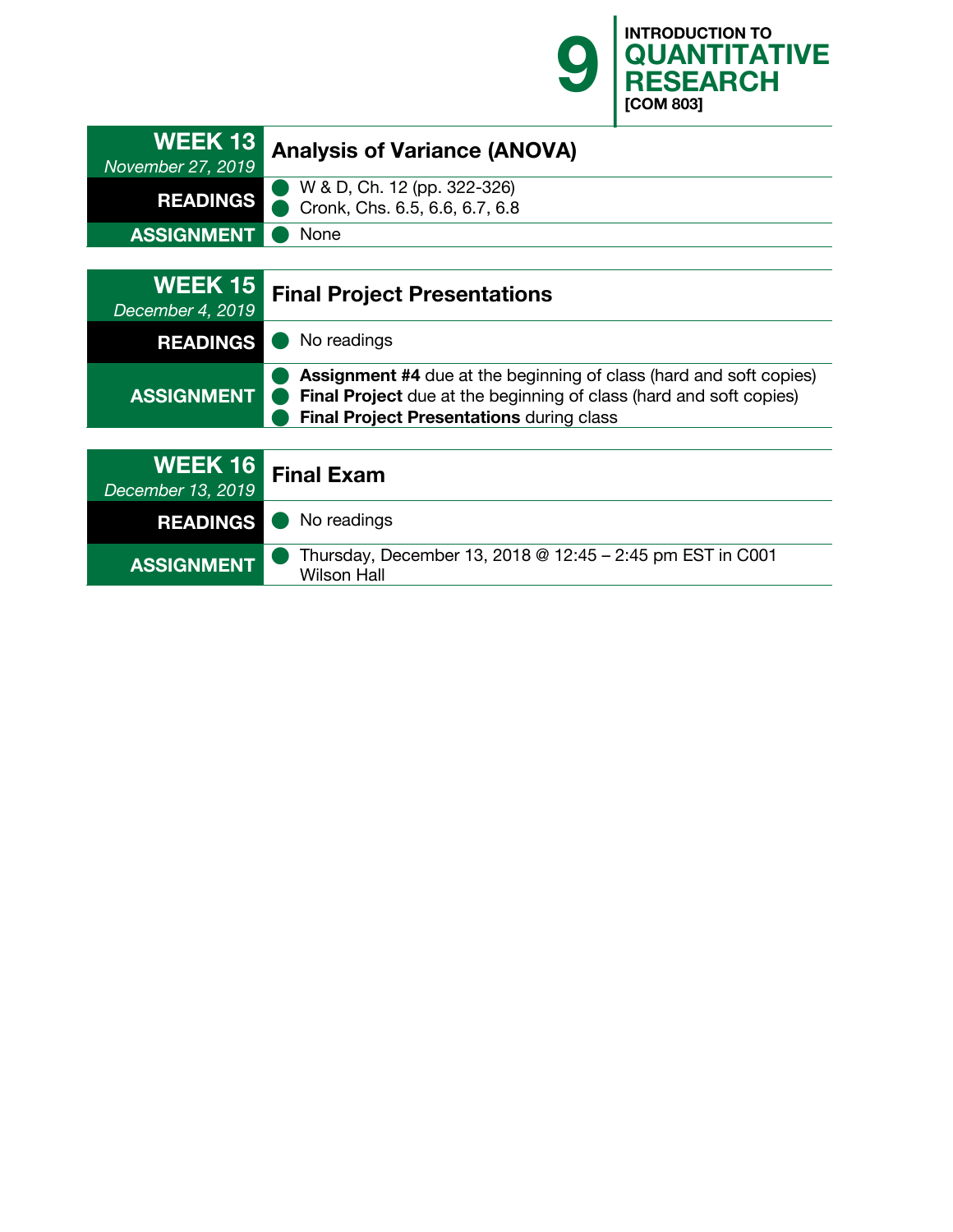## WEEK 13
*November 27, 2019*

### Analysis of Variance (ANOVA)

**READINGS**
- W & D, Ch. 12 (pp. 322-326)
- Cronk, Chs. 6.5, 6.6, 6.7, 6.8

**ASSIGNMENT**
- None

## WEEK 15
*December 4, 2019*

### Final Project Presentations

**READINGS**
- No readings

**ASSIGNMENT**
- **Assignment #4** due at the beginning of class (hard and soft copies)
- **Final Project** due at the beginning of class (hard and soft copies)
- **Final Project Presentations** during class

## WEEK 16
*December 13, 2019*

### Final Exam

**READINGS**
- No readings

**ASSIGNMENT**
- Thursday, December 13, 2018 @ 12:45 – 2:45 pm EST in C001 Wilson Hall